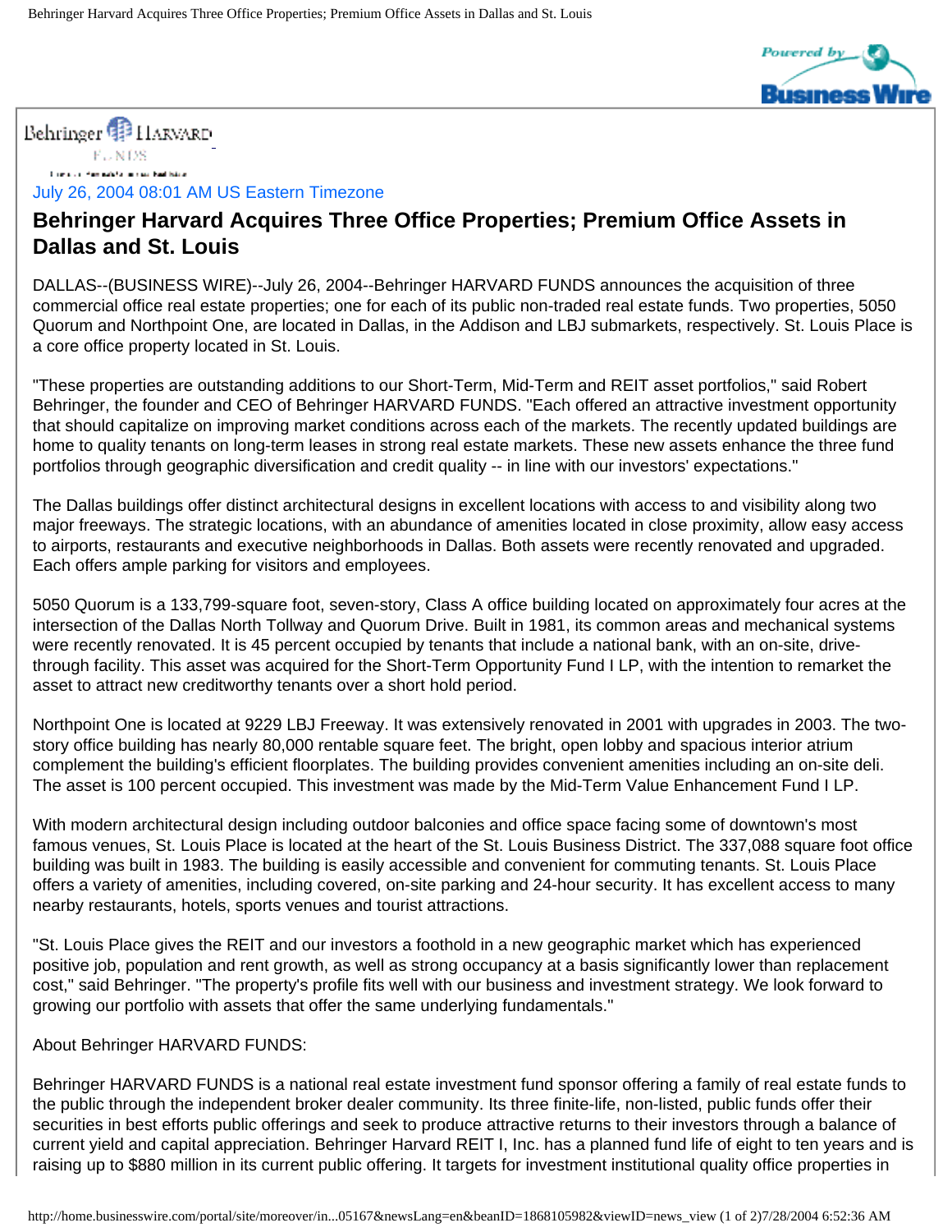Behringer HARVARD FUNDS

July 26, 2004 08:01 AM US Eastern Timezone

# Behringer Harvard Acquires Three Office Properties; Premium Office Assets in Dallas and St. Louis

DALLAS--(BUSINESS WIRE)--July 26, 2004--Behringer HARVARD FUNDS announces the acquisition of three commercial office real estate properties; one for each of its public non-traded real estate funds. Two properties, 5050 Quorum and Northpoint One, are located in Dallas, in the Addison and LBJ submarkets, respectively. St. Louis Place is a core office property located in St. Louis.

"These properties are outstanding additions to our Short-Term, Mid-Term and REIT asset portfolios," said Robert Behringer, the founder and CEO of Behringer HARVARD FUNDS. "Each offered an attractive investment opportunity that should capitalize on improving market conditions across each of the markets. The recently updated buildings are home to quality tenants on long-term leases in strong real estate markets. These new assets enhance the three fund portfolios through geographic diversification and credit quality -- in line with our investors' expectations."

The Dallas buildings offer distinct architectural designs in excellent locations with access to and visibility along two major freeways. The strategic locations, with an abundance of amenities located in close proximity, allow easy access to airports, restaurants and executive neighborhoods in Dallas. Both assets were recently renovated and upgraded. Each offers ample parking for visitors and employees.

5050 Quorum is a 133,799-square foot, seven-story, Class A office building located on approximately four acres at the intersection of the Dallas North Tollway and Quorum Drive. Built in 1981, its common areas and mechanical systems were recently renovated. It is 45 percent occupied by tenants that include a national bank, with an on-site, drive-through facility. This asset was acquired for the Short-Term Opportunity Fund I LP, with the intention to remarket the asset to attract new creditworthy tenants over a short hold period.

Northpoint One is located at 9229 LBJ Freeway. It was extensively renovated in 2001 with upgrades in 2003. The two-story office building has nearly 80,000 rentable square feet. The bright, open lobby and spacious interior atrium complement the building's efficient floorplates. The building provides convenient amenities including an on-site deli. The asset is 100 percent occupied. This investment was made by the Mid-Term Value Enhancement Fund I LP.

With modern architectural design including outdoor balconies and office space facing some of downtown's most famous venues, St. Louis Place is located at the heart of the St. Louis Business District. The 337,088 square foot office building was built in 1983. The building is easily accessible and convenient for commuting tenants. St. Louis Place offers a variety of amenities, including covered, on-site parking and 24-hour security. It has excellent access to many nearby restaurants, hotels, sports venues and tourist attractions.

"St. Louis Place gives the REIT and our investors a foothold in a new geographic market which has experienced positive job, population and rent growth, as well as strong occupancy at a basis significantly lower than replacement cost," said Behringer. "The property's profile fits well with our business and investment strategy. We look forward to growing our portfolio with assets that offer the same underlying fundamentals."

About Behringer HARVARD FUNDS:

Behringer HARVARD FUNDS is a national real estate investment fund sponsor offering a family of real estate funds to the public through the independent broker dealer community. Its three finite-life, non-listed, public funds offer their securities in best efforts public offerings and seek to produce attractive returns to their investors through a balance of current yield and capital appreciation. Behringer Harvard REIT I, Inc. has a planned fund life of eight to ten years and is raising up to $880 million in its current public offering. It targets for investment institutional quality office properties in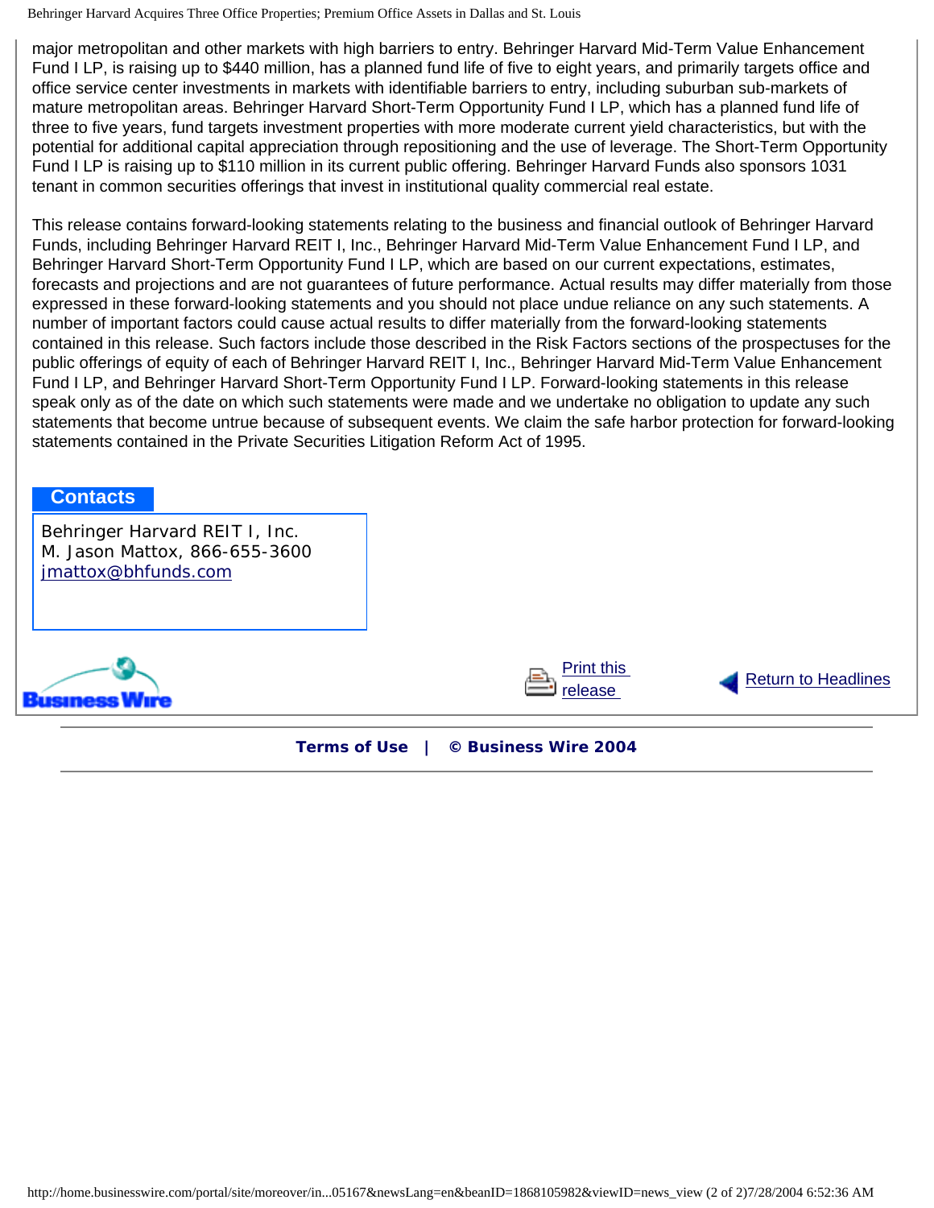major metropolitan and other markets with high barriers to entry. Behringer Harvard Mid-Term Value Enhancement Fund I LP, is raising up to $440 million, has a planned fund life of five to eight years, and primarily targets office and office service center investments in markets with identifiable barriers to entry, including suburban sub-markets of mature metropolitan areas. Behringer Harvard Short-Term Opportunity Fund I LP, which has a planned fund life of three to five years, fund targets investment properties with more moderate current yield characteristics, but with the potential for additional capital appreciation through repositioning and the use of leverage. The Short-Term Opportunity Fund I LP is raising up to $110 million in its current public offering. Behringer Harvard Funds also sponsors 1031 tenant in common securities offerings that invest in institutional quality commercial real estate.

This release contains forward-looking statements relating to the business and financial outlook of Behringer Harvard Funds, including Behringer Harvard REIT I, Inc., Behringer Harvard Mid-Term Value Enhancement Fund I LP, and Behringer Harvard Short-Term Opportunity Fund I LP, which are based on our current expectations, estimates, forecasts and projections and are not guarantees of future performance. Actual results may differ materially from those expressed in these forward-looking statements and you should not place undue reliance on any such statements. A number of important factors could cause actual results to differ materially from the forward-looking statements contained in this release. Such factors include those described in the Risk Factors sections of the prospectuses for the public offerings of equity of each of Behringer Harvard REIT I, Inc., Behringer Harvard Mid-Term Value Enhancement Fund I LP, and Behringer Harvard Short-Term Opportunity Fund I LP. Forward-looking statements in this release speak only as of the date on which such statements were made and we undertake no obligation to update any such statements that become untrue because of subsequent events. We claim the safe harbor protection for forward-looking statements contained in the Private Securities Litigation Reform Act of 1995.

## Contacts

Behringer Harvard REIT I, Inc.
M. Jason Mattox, 866-655-3600
jmattox@bhfunds.com

Business Wire

Print this release

Return to Headlines

Terms of Use | © Business Wire 2004